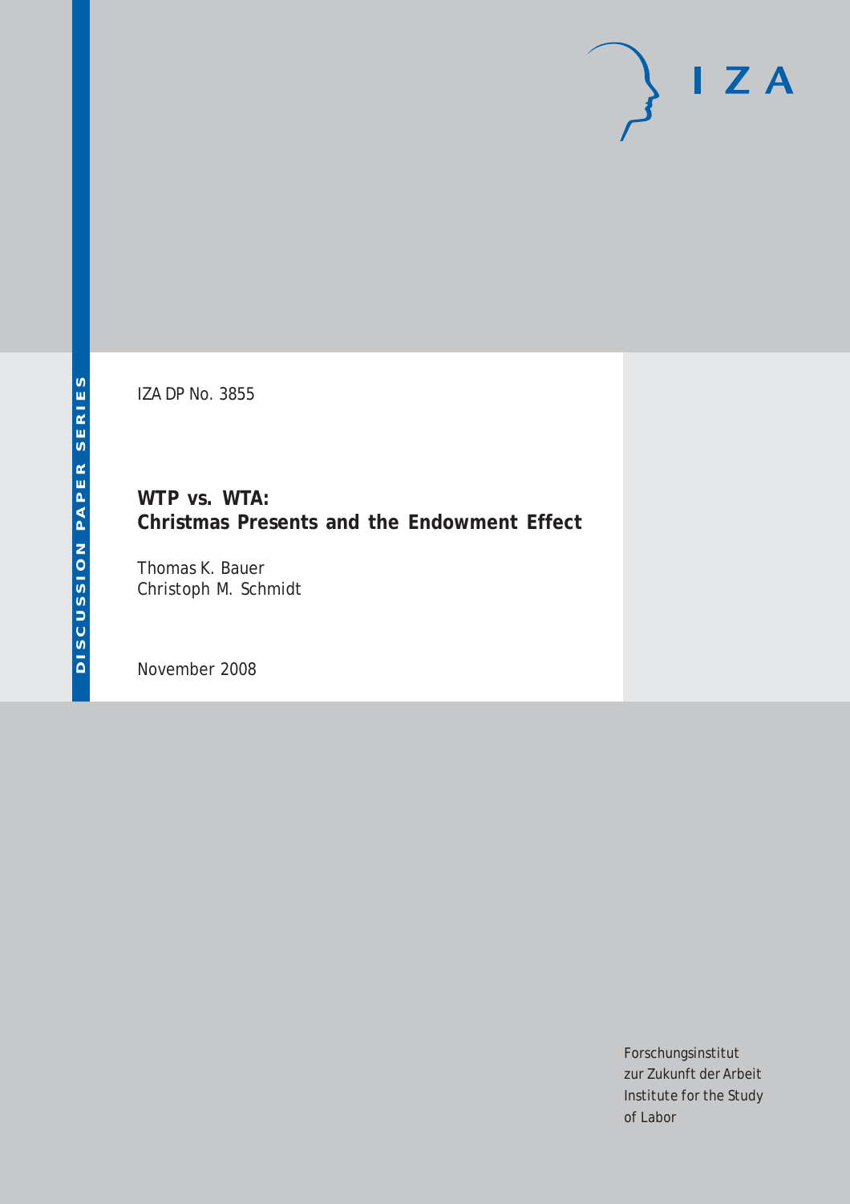IZA

DISCUSSION PAPER SERIES

IZA DP No. 3855

# WTP vs. WTA: Christmas Presents and the Endowment Effect

Thomas K. Bauer
Christoph M. Schmidt

November 2008

Forschungsinstitut
zur Zukunft der Arbeit
Institute for the Study
of Labor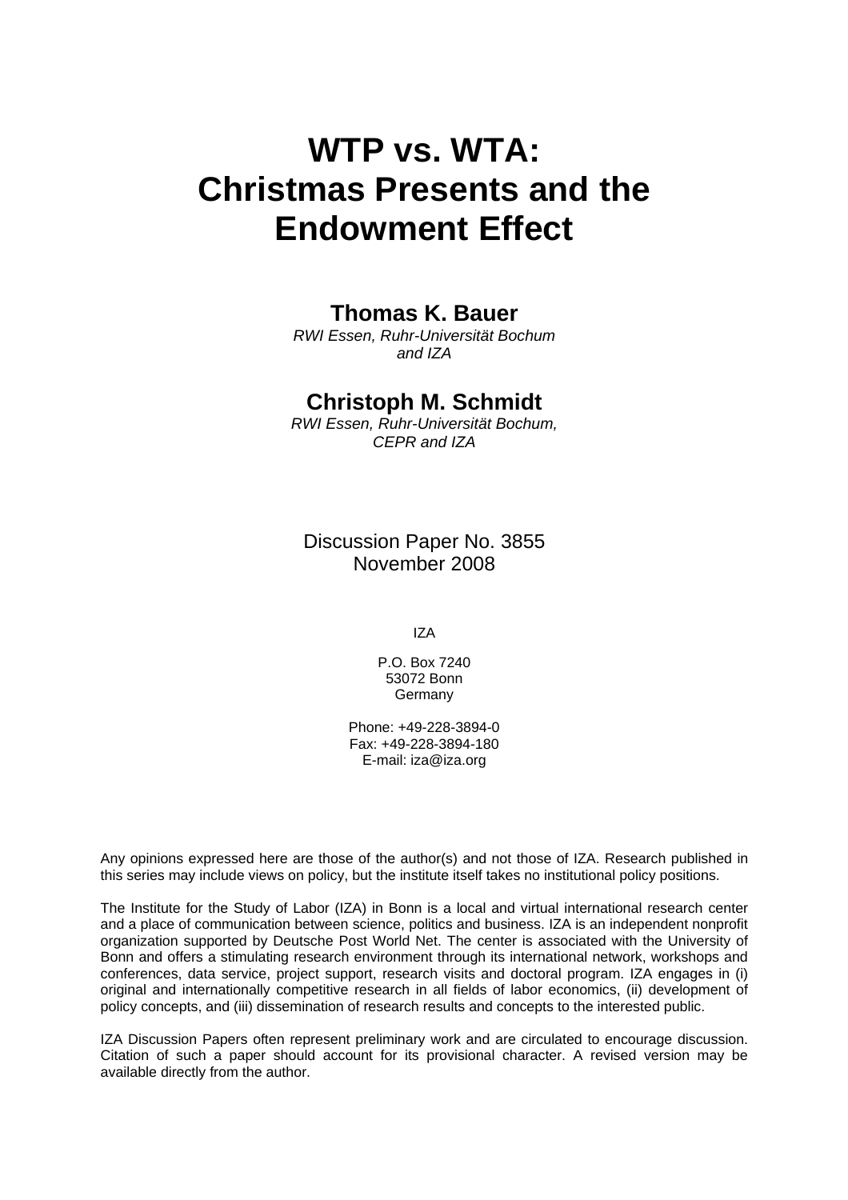# WTP vs. WTA: Christmas Presents and the Endowment Effect

## Thomas K. Bauer

*RWI Essen, Ruhr-Universität Bochum and IZA*

## Christoph M. Schmidt

*RWI Essen, Ruhr-Universität Bochum, CEPR and IZA*

Discussion Paper No. 3855
November 2008

IZA

P.O. Box 7240
53072 Bonn
Germany

Phone: +49-228-3894-0
Fax: +49-228-3894-180
E-mail: iza@iza.org

Any opinions expressed here are those of the author(s) and not those of IZA. Research published in this series may include views on policy, but the institute itself takes no institutional policy positions.

The Institute for the Study of Labor (IZA) in Bonn is a local and virtual international research center and a place of communication between science, politics and business. IZA is an independent nonprofit organization supported by Deutsche Post World Net. The center is associated with the University of Bonn and offers a stimulating research environment through its international network, workshops and conferences, data service, project support, research visits and doctoral program. IZA engages in (i) original and internationally competitive research in all fields of labor economics, (ii) development of policy concepts, and (iii) dissemination of research results and concepts to the interested public.

IZA Discussion Papers often represent preliminary work and are circulated to encourage discussion. Citation of such a paper should account for its provisional character. A revised version may be available directly from the author.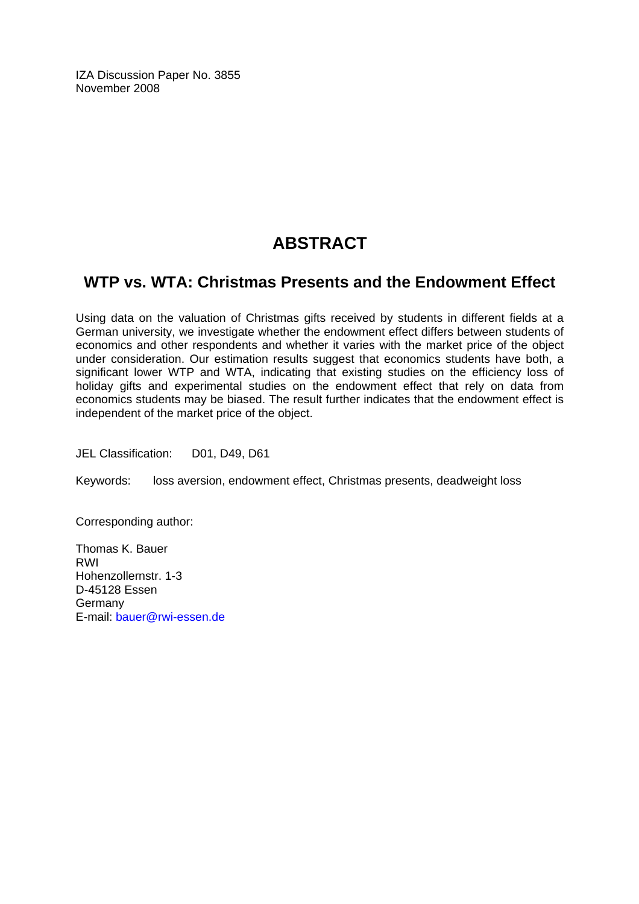IZA Discussion Paper No. 3855
November 2008

# ABSTRACT

## WTP vs. WTA: Christmas Presents and the Endowment Effect

Using data on the valuation of Christmas gifts received by students in different fields at a German university, we investigate whether the endowment effect differs between students of economics and other respondents and whether it varies with the market price of the object under consideration. Our estimation results suggest that economics students have both, a significant lower WTP and WTA, indicating that existing studies on the efficiency loss of holiday gifts and experimental studies on the endowment effect that rely on data from economics students may be biased. The result further indicates that the endowment effect is independent of the market price of the object.

JEL Classification: D01, D49, D61

Keywords: loss aversion, endowment effect, Christmas presents, deadweight loss

Corresponding author:

Thomas K. Bauer
RWI
Hohenzollernstr. 1-3
D-45128 Essen
Germany
E-mail: bauer@rwi-essen.de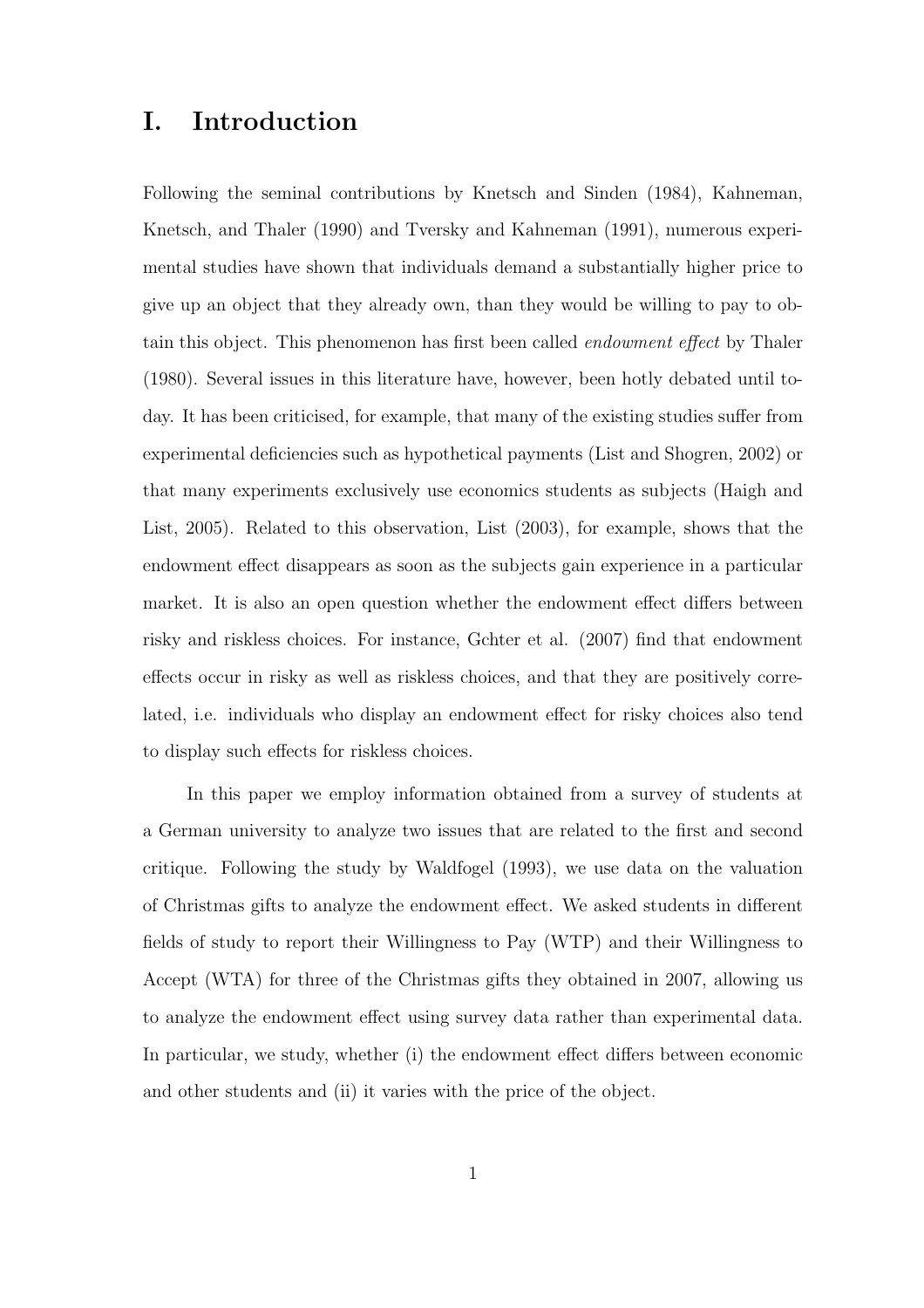# I. Introduction

Following the seminal contributions by Knetsch and Sinden (1984), Kahneman, Knetsch, and Thaler (1990) and Tversky and Kahneman (1991), numerous experimental studies have shown that individuals demand a substantially higher price to give up an object that they already own, than they would be willing to pay to obtain this object. This phenomenon has first been called *endowment effect* by Thaler (1980). Several issues in this literature have, however, been hotly debated until today. It has been criticised, for example, that many of the existing studies suffer from experimental deficiencies such as hypothetical payments (List and Shogren, 2002) or that many experiments exclusively use economics students as subjects (Haigh and List, 2005). Related to this observation, List (2003), for example, shows that the endowment effect disappears as soon as the subjects gain experience in a particular market. It is also an open question whether the endowment effect differs between risky and riskless choices. For instance, Gchter et al. (2007) find that endowment effects occur in risky as well as riskless choices, and that they are positively correlated, i.e. individuals who display an endowment effect for risky choices also tend to display such effects for riskless choices.

In this paper we employ information obtained from a survey of students at a German university to analyze two issues that are related to the first and second critique. Following the study by Waldfogel (1993), we use data on the valuation of Christmas gifts to analyze the endowment effect. We asked students in different fields of study to report their Willingness to Pay (WTP) and their Willingness to Accept (WTA) for three of the Christmas gifts they obtained in 2007, allowing us to analyze the endowment effect using survey data rather than experimental data. In particular, we study, whether (i) the endowment effect differs between economic and other students and (ii) it varies with the price of the object.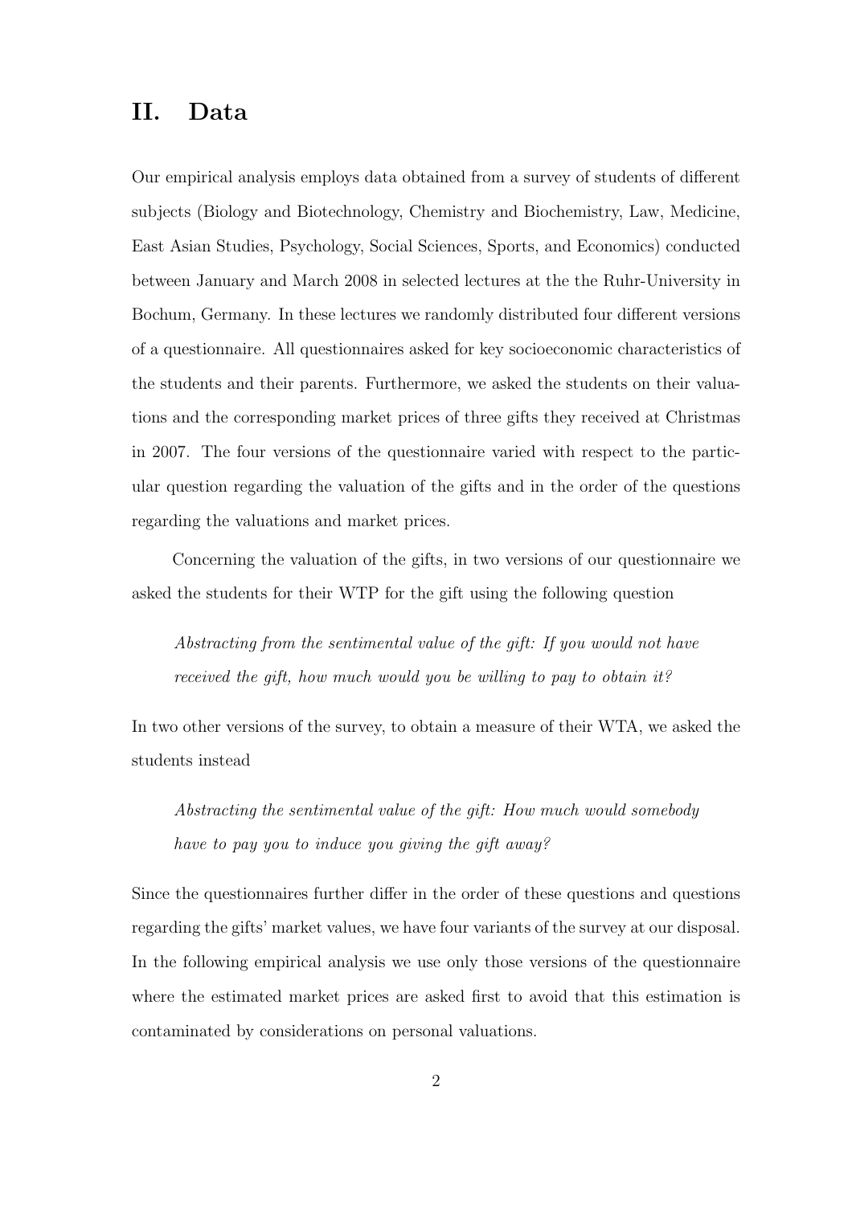## II. Data

Our empirical analysis employs data obtained from a survey of students of different subjects (Biology and Biotechnology, Chemistry and Biochemistry, Law, Medicine, East Asian Studies, Psychology, Social Sciences, Sports, and Economics) conducted between January and March 2008 in selected lectures at the the Ruhr-University in Bochum, Germany. In these lectures we randomly distributed four different versions of a questionnaire. All questionnaires asked for key socioeconomic characteristics of the students and their parents. Furthermore, we asked the students on their valuations and the corresponding market prices of three gifts they received at Christmas in 2007. The four versions of the questionnaire varied with respect to the particular question regarding the valuation of the gifts and in the order of the questions regarding the valuations and market prices.

Concerning the valuation of the gifts, in two versions of our questionnaire we asked the students for their WTP for the gift using the following question

> *Abstracting from the sentimental value of the gift: If you would not have received the gift, how much would you be willing to pay to obtain it?*

In two other versions of the survey, to obtain a measure of their WTA, we asked the students instead

> *Abstracting the sentimental value of the gift: How much would somebody have to pay you to induce you giving the gift away?*

Since the questionnaires further differ in the order of these questions and questions regarding the gifts' market values, we have four variants of the survey at our disposal. In the following empirical analysis we use only those versions of the questionnaire where the estimated market prices are asked first to avoid that this estimation is contaminated by considerations on personal valuations.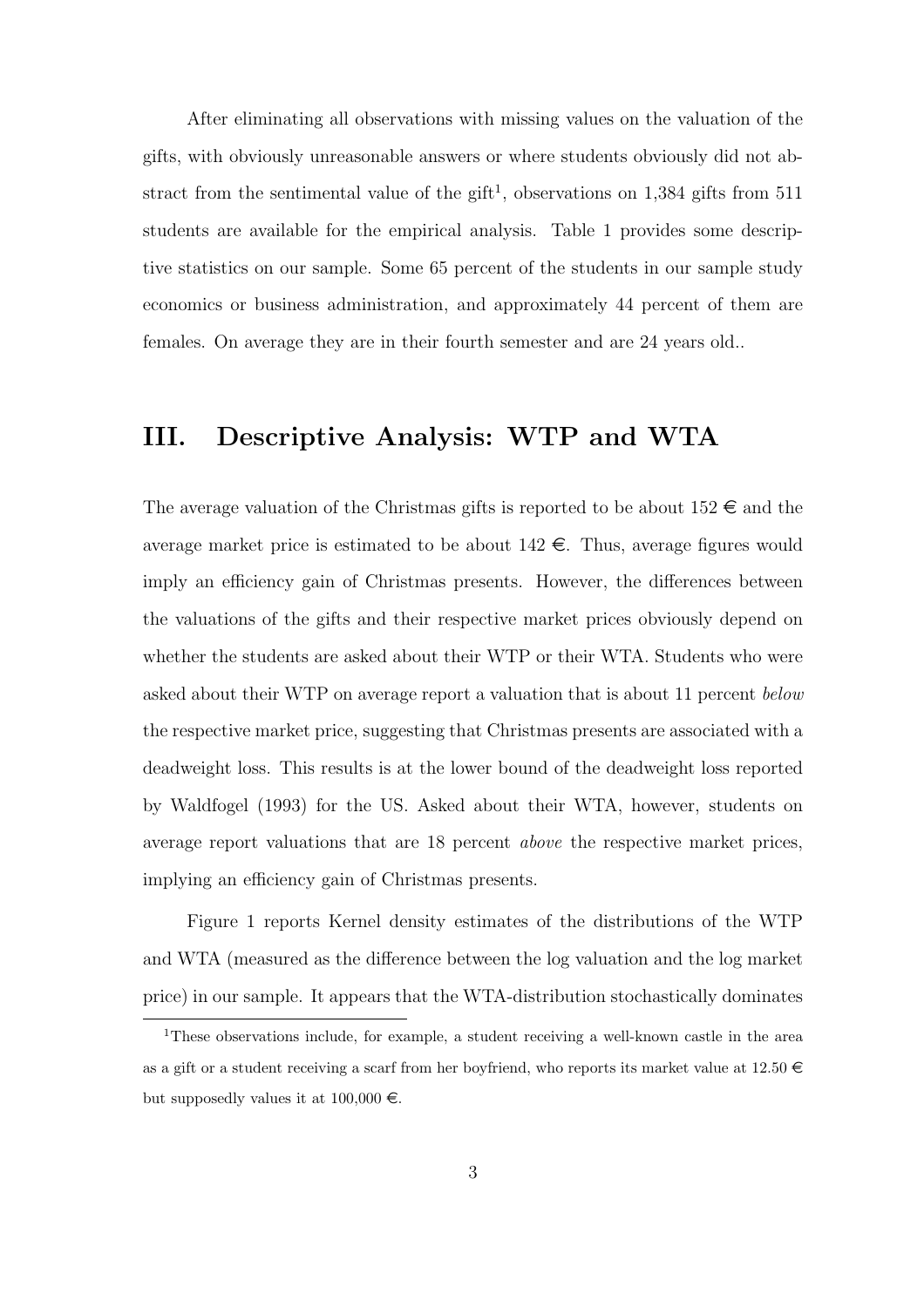After eliminating all observations with missing values on the valuation of the gifts, with obviously unreasonable answers or where students obviously did not abstract from the sentimental value of the gift[1], observations on 1,384 gifts from 511 students are available for the empirical analysis. Table 1 provides some descriptive statistics on our sample. Some 65 percent of the students in our sample study economics or business administration, and approximately 44 percent of them are females. On average they are in their fourth semester and are 24 years old..

## III. Descriptive Analysis: WTP and WTA

The average valuation of the Christmas gifts is reported to be about 152 € and the average market price is estimated to be about 142 €. Thus, average figures would imply an efficiency gain of Christmas presents. However, the differences between the valuations of the gifts and their respective market prices obviously depend on whether the students are asked about their WTP or their WTA. Students who were asked about their WTP on average report a valuation that is about 11 percent *below* the respective market price, suggesting that Christmas presents are associated with a deadweight loss. This results is at the lower bound of the deadweight loss reported by Waldfogel (1993) for the US. Asked about their WTA, however, students on average report valuations that are 18 percent *above* the respective market prices, implying an efficiency gain of Christmas presents.

Figure 1 reports Kernel density estimates of the distributions of the WTP and WTA (measured as the difference between the log valuation and the log market price) in our sample. It appears that the WTA-distribution stochastically dominates

[1] These observations include, for example, a student receiving a well-known castle in the area as a gift or a student receiving a scarf from her boyfriend, who reports its market value at 12.50 € but supposedly values it at 100,000 €.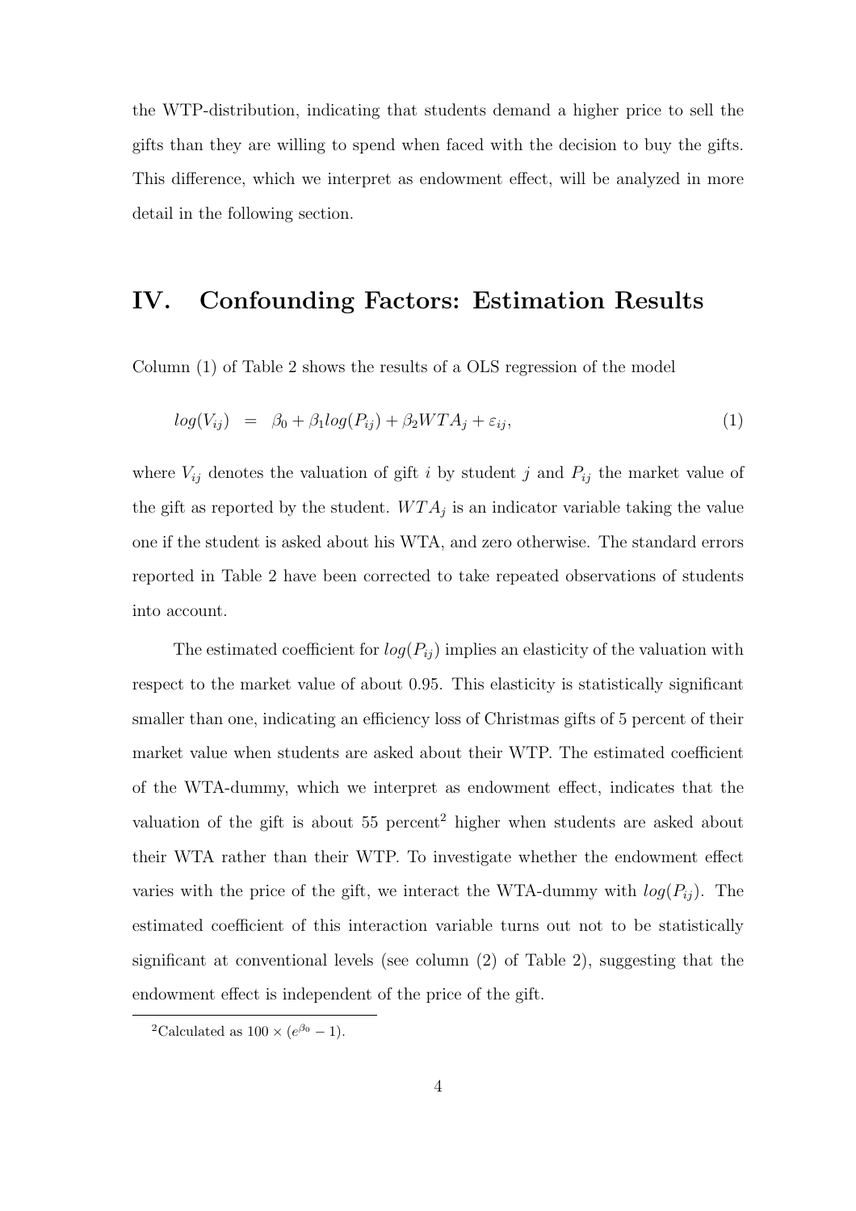the WTP-distribution, indicating that students demand a higher price to sell the gifts than they are willing to spend when faced with the decision to buy the gifts. This difference, which we interpret as endowment effect, will be analyzed in more detail in the following section.

# IV. Confounding Factors: Estimation Results

Column (1) of Table 2 shows the results of a OLS regression of the model

$$log(V_{ij}) \;\; = \;\; \beta_0 + \beta_1 log(P_{ij}) + \beta_2 WTA_j + \varepsilon_{ij}, \tag{1}$$

where $V_{ij}$ denotes the valuation of gift $i$ by student $j$ and $P_{ij}$ the market value of the gift as reported by the student. $WTA_j$ is an indicator variable taking the value one if the student is asked about his WTA, and zero otherwise. The standard errors reported in Table 2 have been corrected to take repeated observations of students into account.

The estimated coefficient for $log(P_{ij})$ implies an elasticity of the valuation with respect to the market value of about 0.95. This elasticity is statistically significant smaller than one, indicating an efficiency loss of Christmas gifts of 5 percent of their market value when students are asked about their WTP. The estimated coefficient of the WTA-dummy, which we interpret as endowment effect, indicates that the valuation of the gift is about 55 percent[2] higher when students are asked about their WTA rather than their WTP. To investigate whether the endowment effect varies with the price of the gift, we interact the WTA-dummy with $log(P_{ij})$. The estimated coefficient of this interaction variable turns out not to be statistically significant at conventional levels (see column (2) of Table 2), suggesting that the endowment effect is independent of the price of the gift.

[2]Calculated as $100 \times (e^{\beta_0} - 1)$.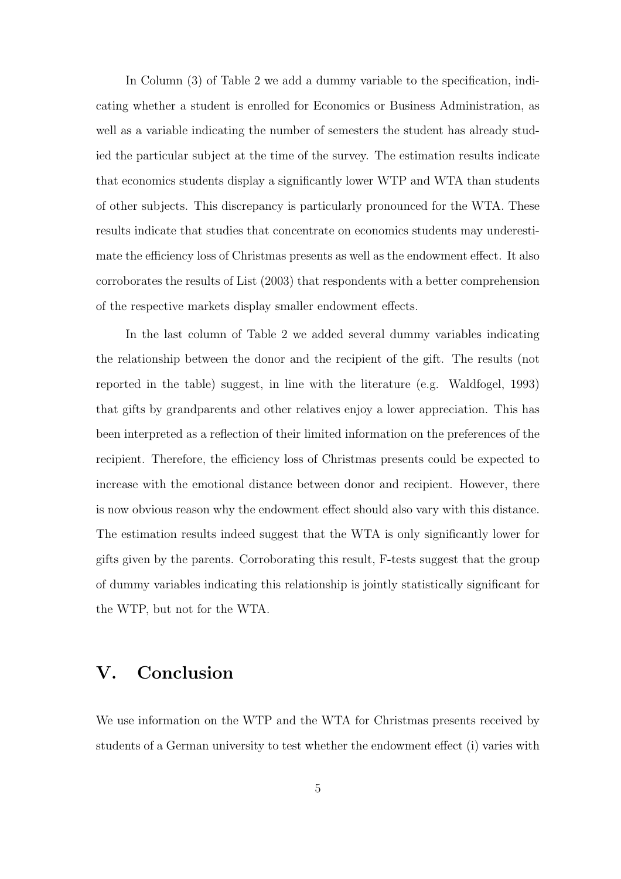In Column (3) of Table 2 we add a dummy variable to the specification, indicating whether a student is enrolled for Economics or Business Administration, as well as a variable indicating the number of semesters the student has already studied the particular subject at the time of the survey. The estimation results indicate that economics students display a significantly lower WTP and WTA than students of other subjects. This discrepancy is particularly pronounced for the WTA. These results indicate that studies that concentrate on economics students may underestimate the efficiency loss of Christmas presents as well as the endowment effect. It also corroborates the results of List (2003) that respondents with a better comprehension of the respective markets display smaller endowment effects.

In the last column of Table 2 we added several dummy variables indicating the relationship between the donor and the recipient of the gift. The results (not reported in the table) suggest, in line with the literature (e.g. Waldfogel, 1993) that gifts by grandparents and other relatives enjoy a lower appreciation. This has been interpreted as a reflection of their limited information on the preferences of the recipient. Therefore, the efficiency loss of Christmas presents could be expected to increase with the emotional distance between donor and recipient. However, there is now obvious reason why the endowment effect should also vary with this distance. The estimation results indeed suggest that the WTA is only significantly lower for gifts given by the parents. Corroborating this result, F-tests suggest that the group of dummy variables indicating this relationship is jointly statistically significant for the WTP, but not for the WTA.

# V. Conclusion

We use information on the WTP and the WTA for Christmas presents received by students of a German university to test whether the endowment effect (i) varies with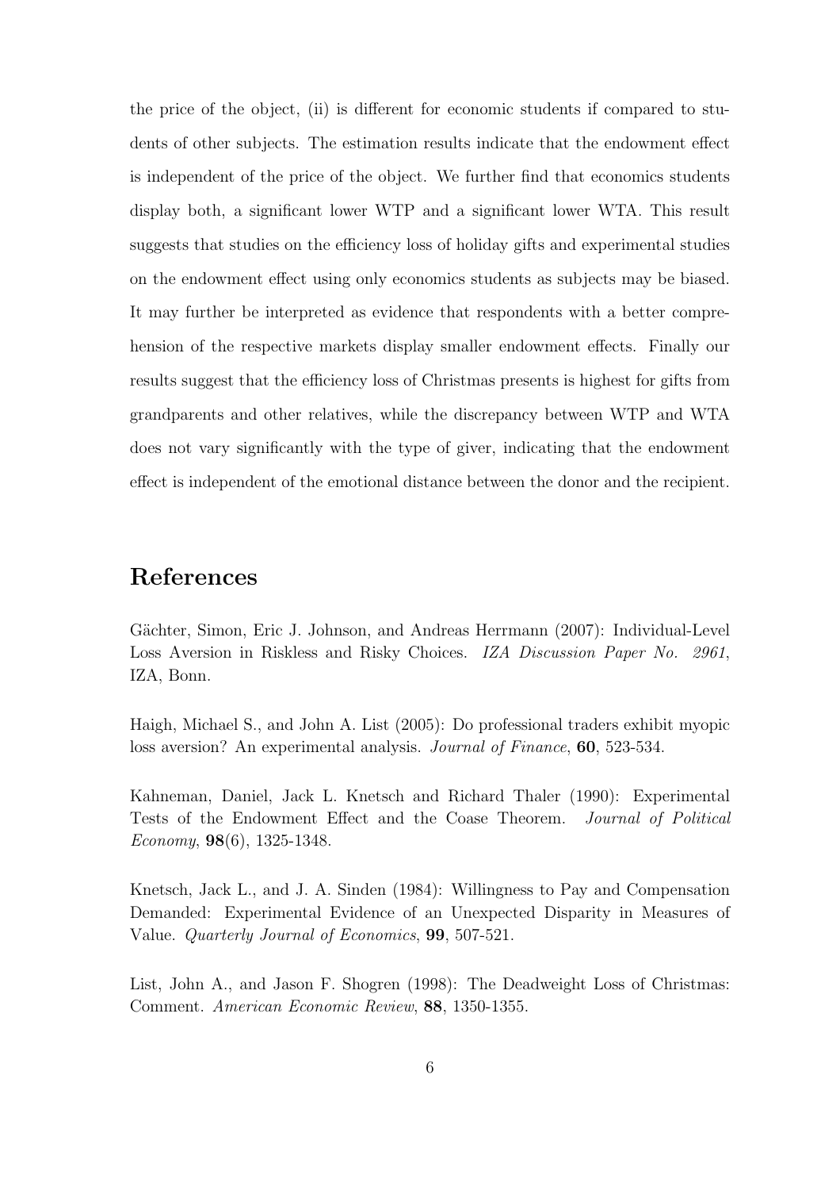the price of the object, (ii) is different for economic students if compared to students of other subjects. The estimation results indicate that the endowment effect is independent of the price of the object. We further find that economics students display both, a significant lower WTP and a significant lower WTA. This result suggests that studies on the efficiency loss of holiday gifts and experimental studies on the endowment effect using only economics students as subjects may be biased. It may further be interpreted as evidence that respondents with a better comprehension of the respective markets display smaller endowment effects. Finally our results suggest that the efficiency loss of Christmas presents is highest for gifts from grandparents and other relatives, while the discrepancy between WTP and WTA does not vary significantly with the type of giver, indicating that the endowment effect is independent of the emotional distance between the donor and the recipient.

## References

Gächter, Simon, Eric J. Johnson, and Andreas Herrmann (2007): Individual-Level Loss Aversion in Riskless and Risky Choices. *IZA Discussion Paper No. 2961*, IZA, Bonn.

Haigh, Michael S., and John A. List (2005): Do professional traders exhibit myopic loss aversion? An experimental analysis. *Journal of Finance*, **60**, 523-534.

Kahneman, Daniel, Jack L. Knetsch and Richard Thaler (1990): Experimental Tests of the Endowment Effect and the Coase Theorem. *Journal of Political Economy*, **98**(6), 1325-1348.

Knetsch, Jack L., and J. A. Sinden (1984): Willingness to Pay and Compensation Demanded: Experimental Evidence of an Unexpected Disparity in Measures of Value. *Quarterly Journal of Economics*, **99**, 507-521.

List, John A., and Jason F. Shogren (1998): The Deadweight Loss of Christmas: Comment. *American Economic Review*, **88**, 1350-1355.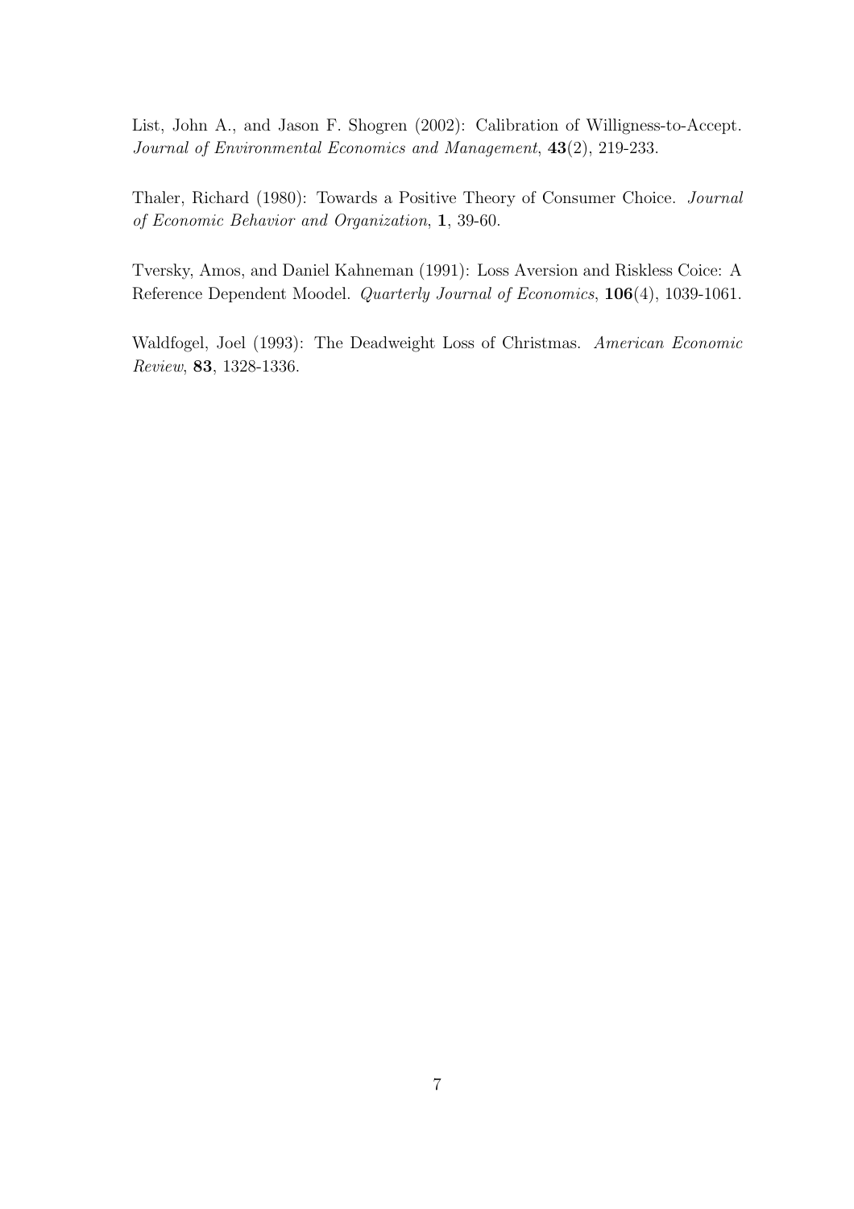List, John A., and Jason F. Shogren (2002): Calibration of Willigness-to-Accept. *Journal of Environmental Economics and Management*, **43**(2), 219-233.

Thaler, Richard (1980): Towards a Positive Theory of Consumer Choice. *Journal of Economic Behavior and Organization*, **1**, 39-60.

Tversky, Amos, and Daniel Kahneman (1991): Loss Aversion and Riskless Coice: A Reference Dependent Moodel. *Quarterly Journal of Economics*, **106**(4), 1039-1061.

Waldfogel, Joel (1993): The Deadweight Loss of Christmas. *American Economic Review*, **83**, 1328-1336.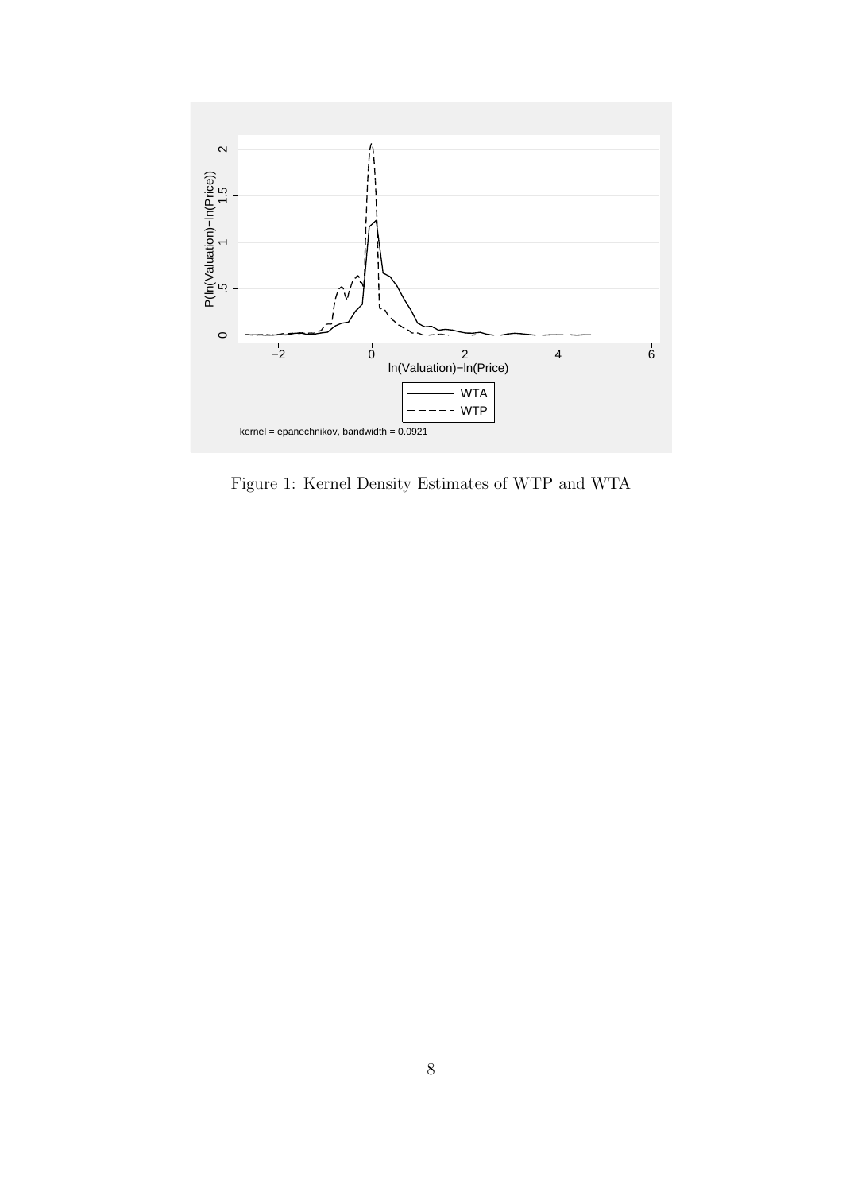Figure 1: Kernel Density Estimates of WTP and WTA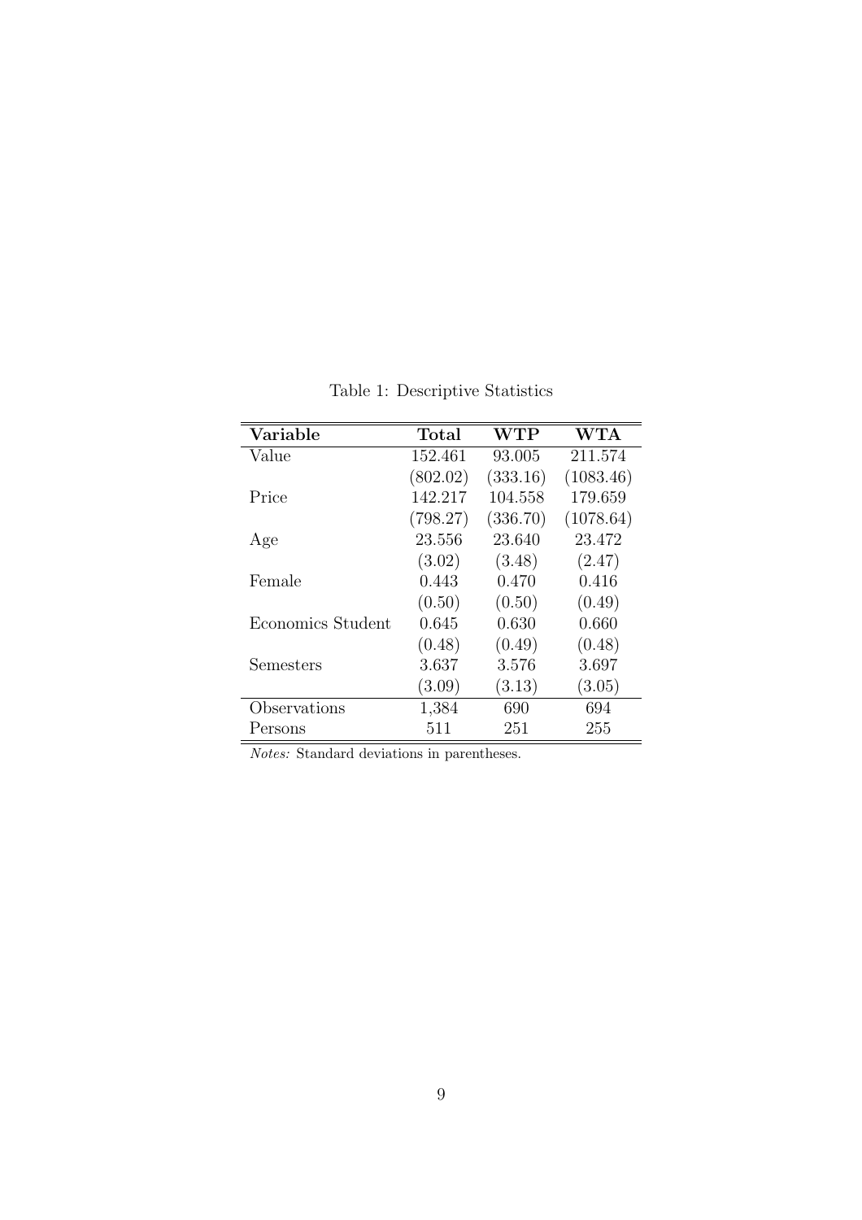Table 1: Descriptive Statistics

| Variable | Total | WTP | WTA |
|---|---|---|---|
| Value | 152.461 | 93.005 | 211.574 |
| | (802.02) | (333.16) | (1083.46) |
| Price | 142.217 | 104.558 | 179.659 |
| | (798.27) | (336.70) | (1078.64) |
| Age | 23.556 | 23.640 | 23.472 |
| | (3.02) | (3.48) | (2.47) |
| Female | 0.443 | 0.470 | 0.416 |
| | (0.50) | (0.50) | (0.49) |
| Economics Student | 0.645 | 0.630 | 0.660 |
| | (0.48) | (0.49) | (0.48) |
| Semesters | 3.637 | 3.576 | 3.697 |
| | (3.09) | (3.13) | (3.05) |
| Observations | 1,384 | 690 | 694 |
| Persons | 511 | 251 | 255 |

*Notes:* Standard deviations in parentheses.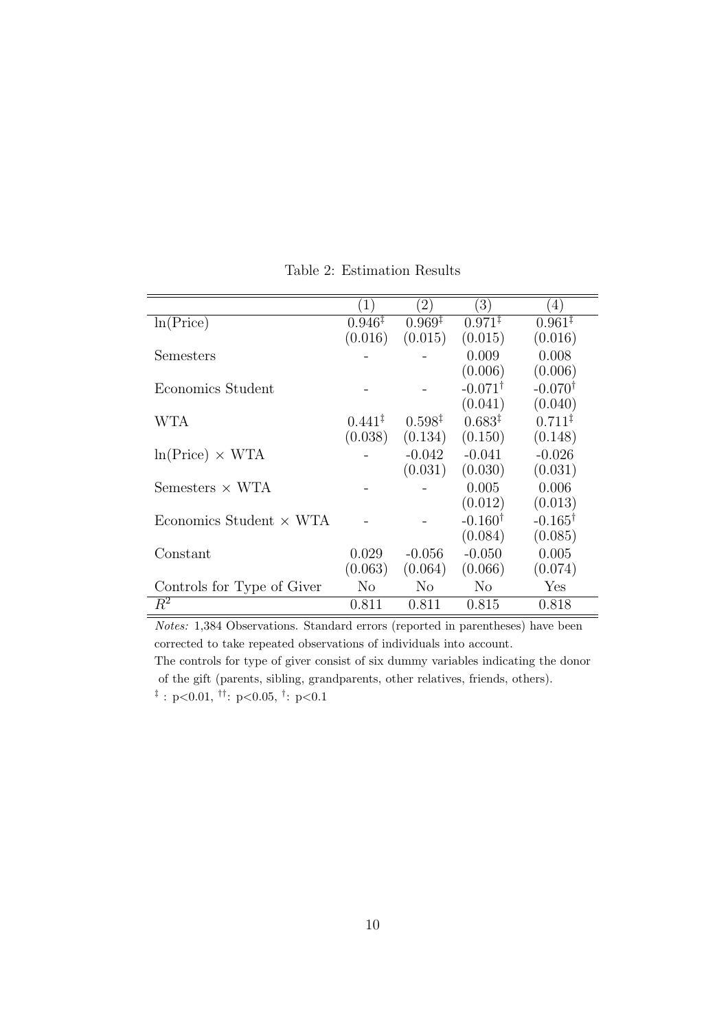Table 2: Estimation Results

| | (1) | (2) | (3) | (4) |
|---|---|---|---|---|
| ln(Price) | 0.946[‡] | 0.969[‡] | 0.971[‡] | 0.961[‡] |
| | (0.016) | (0.015) | (0.015) | (0.016) |
| Semesters | - | - | 0.009 | 0.008 |
| | | | (0.006) | (0.006) |
| Economics Student | - | - | -0.071[†] | -0.070[†] |
| | | | (0.041) | (0.040) |
| WTA | 0.441[‡] | 0.598[‡] | 0.683[‡] | 0.711[‡] |
| | (0.038) | (0.134) | (0.150) | (0.148) |
| ln(Price) × WTA | - | -0.042 | -0.041 | -0.026 |
| | | (0.031) | (0.030) | (0.031) |
| Semesters × WTA | - | - | 0.005 | 0.006 |
| | | | (0.012) | (0.013) |
| Economics Student × WTA | - | - | -0.160[†] | -0.165[†] |
| | | | (0.084) | (0.085) |
| Constant | 0.029 | -0.056 | -0.050 | 0.005 |
| | (0.063) | (0.064) | (0.066) | (0.074) |
| Controls for Type of Giver | No | No | No | Yes |
| $R^2$ | 0.811 | 0.811 | 0.815 | 0.818 |

*Notes:* 1,384 Observations. Standard errors (reported in parentheses) have been corrected to take repeated observations of individuals into account.
The controls for type of giver consist of six dummy variables indicating the donor of the gift (parents, sibling, grandparents, other relatives, friends, others).
[‡] : $p<0.01$, [††]: $p<0.05$, [†]: $p<0.1$